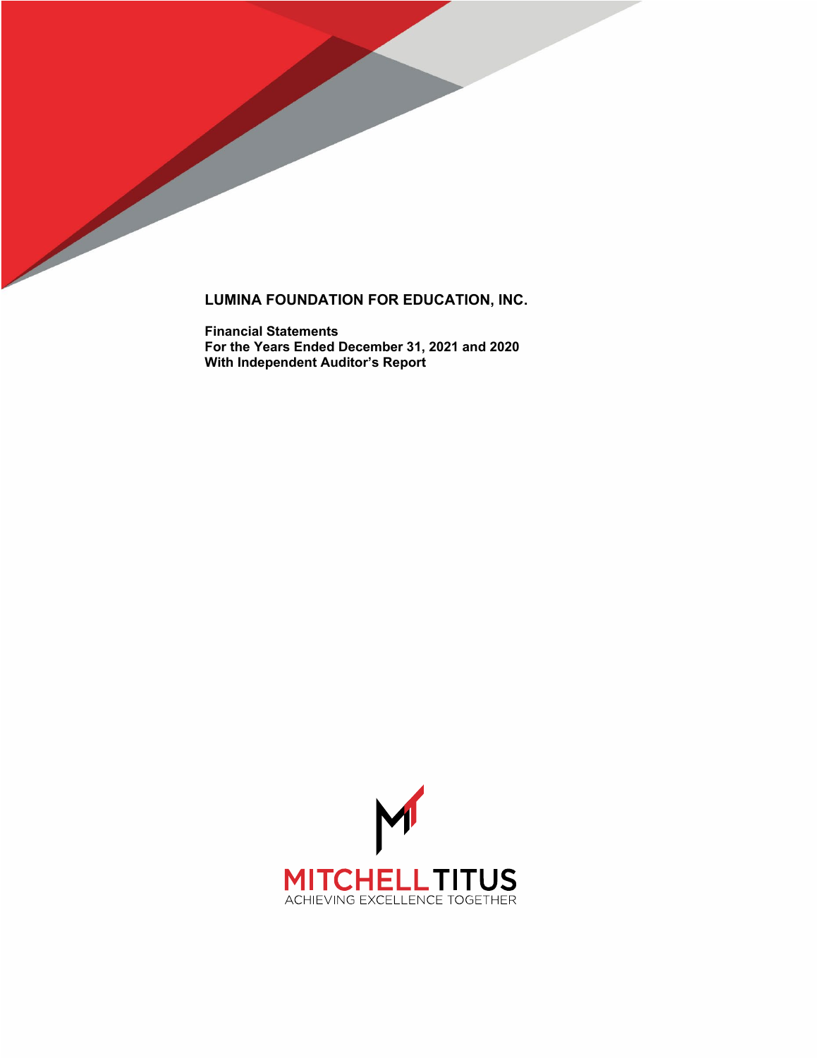# LUMINA FOUNDATION FOR EDUCATION, INC.

**Financial Statements**
**For the Years Ended December 31, 2021 and 2020**
**With Independent Auditor's Report**

MITCHELL TITUS
ACHIEVING EXCELLENCE TOGETHER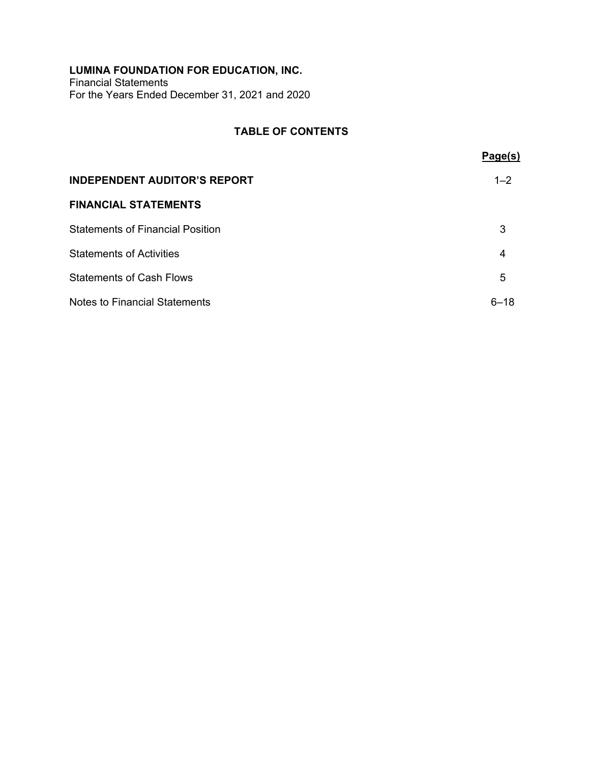**LUMINA FOUNDATION FOR EDUCATION, INC.**
Financial Statements
For the Years Ended December 31, 2021 and 2020

## TABLE OF CONTENTS

| | Page(s) |
|---|---|
| **INDEPENDENT AUDITOR'S REPORT** | 1–2 |
| **FINANCIAL STATEMENTS** | |
| Statements of Financial Position | 3 |
| Statements of Activities | 4 |
| Statements of Cash Flows | 5 |
| Notes to Financial Statements | 6–18 |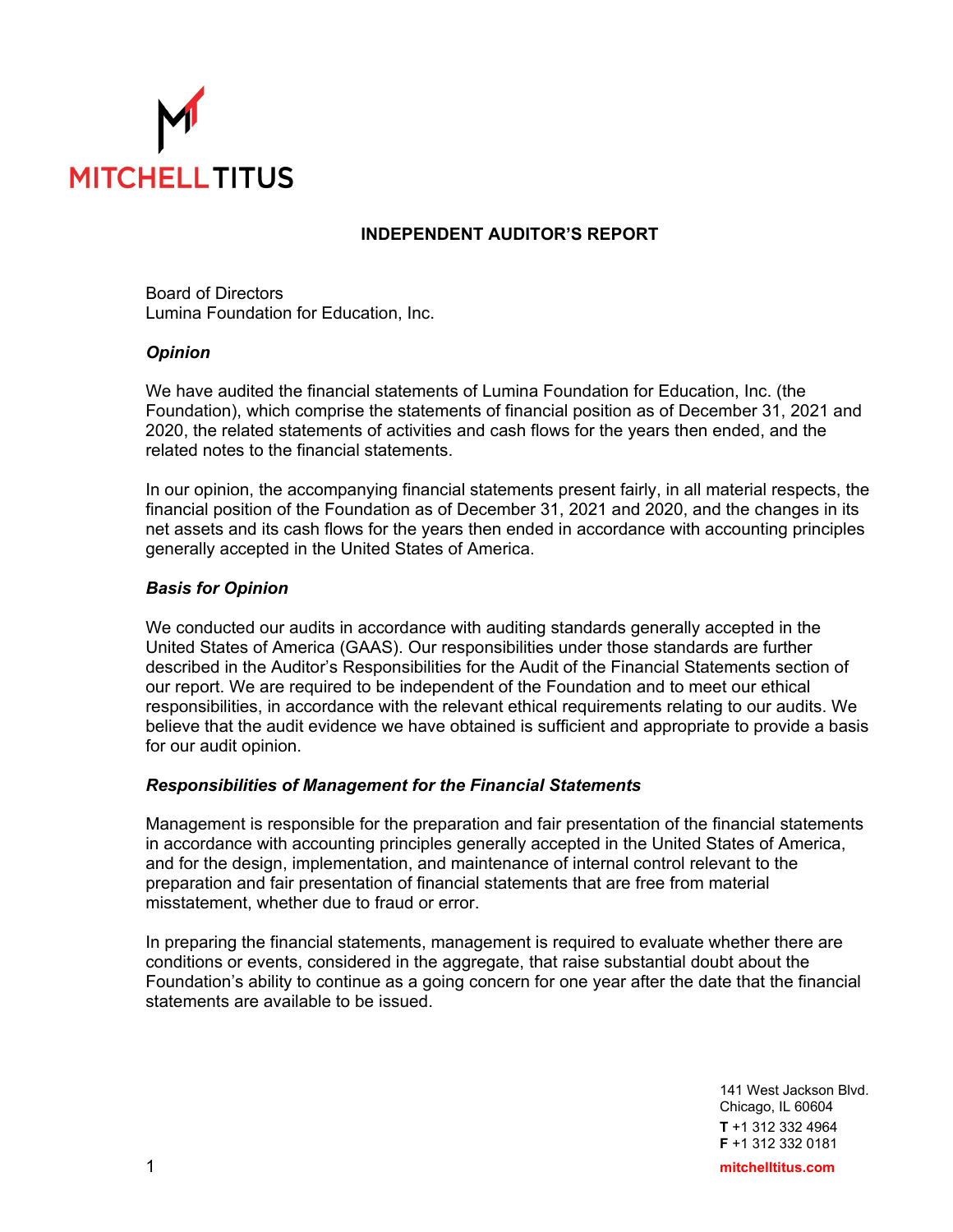MITCHELLTITUS

# INDEPENDENT AUDITOR'S REPORT

Board of Directors
Lumina Foundation for Education, Inc.

### *Opinion*

We have audited the financial statements of Lumina Foundation for Education, Inc. (the Foundation), which comprise the statements of financial position as of December 31, 2021 and 2020, the related statements of activities and cash flows for the years then ended, and the related notes to the financial statements.

In our opinion, the accompanying financial statements present fairly, in all material respects, the financial position of the Foundation as of December 31, 2021 and 2020, and the changes in its net assets and its cash flows for the years then ended in accordance with accounting principles generally accepted in the United States of America.

### *Basis for Opinion*

We conducted our audits in accordance with auditing standards generally accepted in the United States of America (GAAS). Our responsibilities under those standards are further described in the Auditor's Responsibilities for the Audit of the Financial Statements section of our report. We are required to be independent of the Foundation and to meet our ethical responsibilities, in accordance with the relevant ethical requirements relating to our audits. We believe that the audit evidence we have obtained is sufficient and appropriate to provide a basis for our audit opinion.

### *Responsibilities of Management for the Financial Statements*

Management is responsible for the preparation and fair presentation of the financial statements in accordance with accounting principles generally accepted in the United States of America, and for the design, implementation, and maintenance of internal control relevant to the preparation and fair presentation of financial statements that are free from material misstatement, whether due to fraud or error.

In preparing the financial statements, management is required to evaluate whether there are conditions or events, considered in the aggregate, that raise substantial doubt about the Foundation's ability to continue as a going concern for one year after the date that the financial statements are available to be issued.

141 West Jackson Blvd.
Chicago, IL 60604
**T** +1 312 332 4964
**F** +1 312 332 0181
**mitchelltitus.com**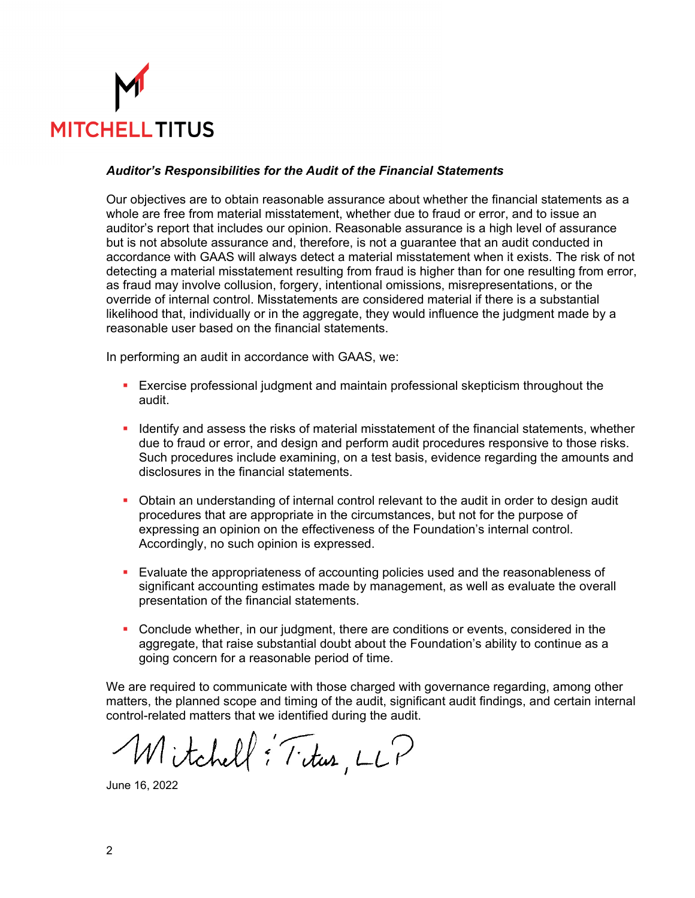***Auditor's Responsibilities for the Audit of the Financial Statements***

Our objectives are to obtain reasonable assurance about whether the financial statements as a whole are free from material misstatement, whether due to fraud or error, and to issue an auditor's report that includes our opinion. Reasonable assurance is a high level of assurance but is not absolute assurance and, therefore, is not a guarantee that an audit conducted in accordance with GAAS will always detect a material misstatement when it exists. The risk of not detecting a material misstatement resulting from fraud is higher than for one resulting from error, as fraud may involve collusion, forgery, intentional omissions, misrepresentations, or the override of internal control. Misstatements are considered material if there is a substantial likelihood that, individually or in the aggregate, they would influence the judgment made by a reasonable user based on the financial statements.

In performing an audit in accordance with GAAS, we:

- Exercise professional judgment and maintain professional skepticism throughout the audit.
- Identify and assess the risks of material misstatement of the financial statements, whether due to fraud or error, and design and perform audit procedures responsive to those risks. Such procedures include examining, on a test basis, evidence regarding the amounts and disclosures in the financial statements.
- Obtain an understanding of internal control relevant to the audit in order to design audit procedures that are appropriate in the circumstances, but not for the purpose of expressing an opinion on the effectiveness of the Foundation's internal control. Accordingly, no such opinion is expressed.
- Evaluate the appropriateness of accounting policies used and the reasonableness of significant accounting estimates made by management, as well as evaluate the overall presentation of the financial statements.
- Conclude whether, in our judgment, there are conditions or events, considered in the aggregate, that raise substantial doubt about the Foundation's ability to continue as a going concern for a reasonable period of time.

We are required to communicate with those charged with governance regarding, among other matters, the planned scope and timing of the audit, significant audit findings, and certain internal control-related matters that we identified during the audit.

Mitchell & Titus, LLP

June 16, 2022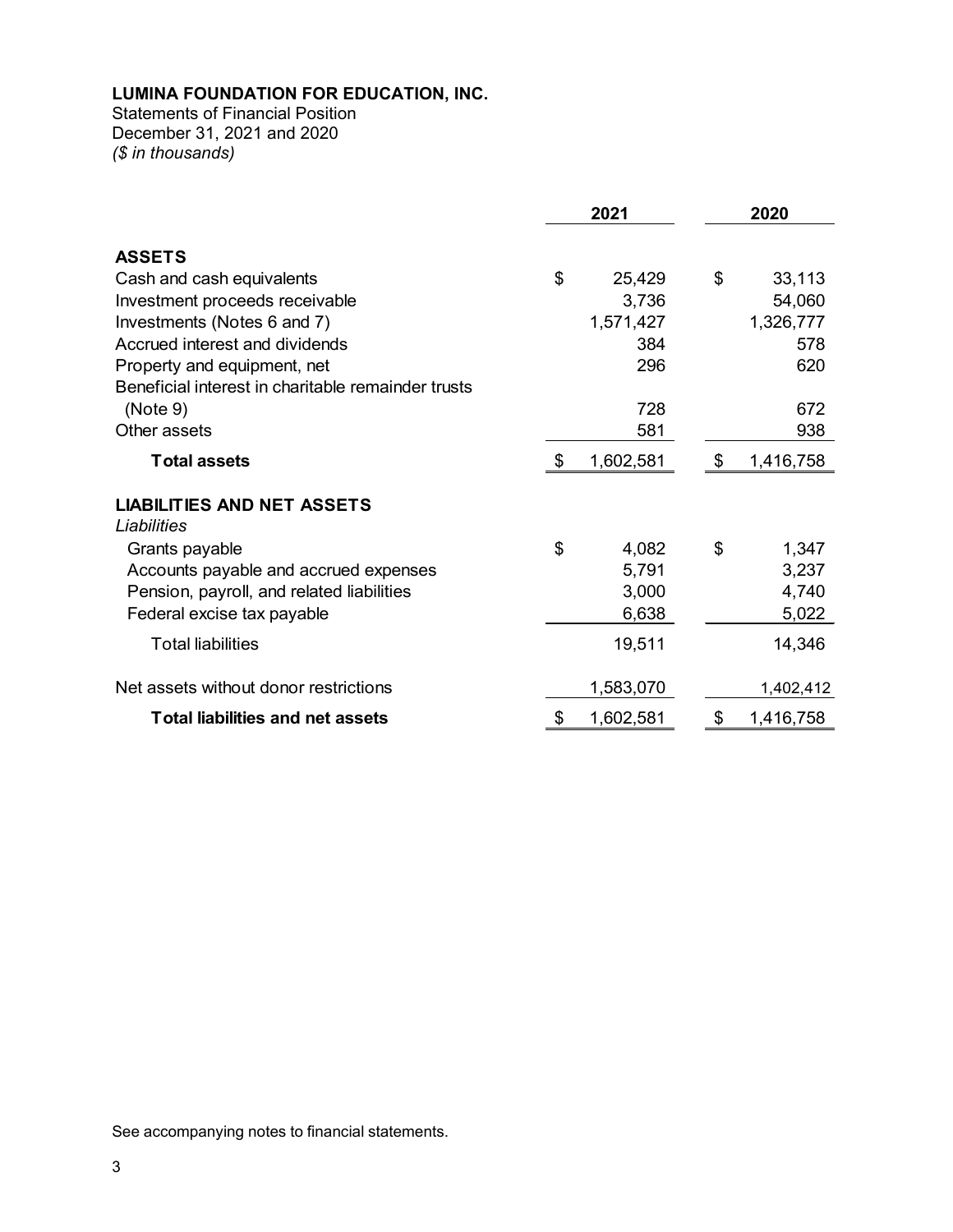**LUMINA FOUNDATION FOR EDUCATION, INC.**
Statements of Financial Position
December 31, 2021 and 2020
*($ in thousands)*

| | 2021 | 2020 |
|---|---|---|
| **ASSETS** | | |
| Cash and cash equivalents | $ 25,429 | $ 33,113 |
| Investment proceeds receivable | 3,736 | 54,060 |
| Investments (Notes 6 and 7) | 1,571,427 | 1,326,777 |
| Accrued interest and dividends | 384 | 578 |
| Property and equipment, net | 296 | 620 |
| Beneficial interest in charitable remainder trusts (Note 9) | 728 | 672 |
| Other assets | 581 | 938 |
| **Total assets** | $ 1,602,581 | $ 1,416,758 |
| **LIABILITIES AND NET ASSETS** | | |
| *Liabilities* | | |
| Grants payable | $ 4,082 | $ 1,347 |
| Accounts payable and accrued expenses | 5,791 | 3,237 |
| Pension, payroll, and related liabilities | 3,000 | 4,740 |
| Federal excise tax payable | 6,638 | 5,022 |
| Total liabilities | 19,511 | 14,346 |
| Net assets without donor restrictions | 1,583,070 | 1,402,412 |
| **Total liabilities and net assets** | $ 1,602,581 | $ 1,416,758 |

See accompanying notes to financial statements.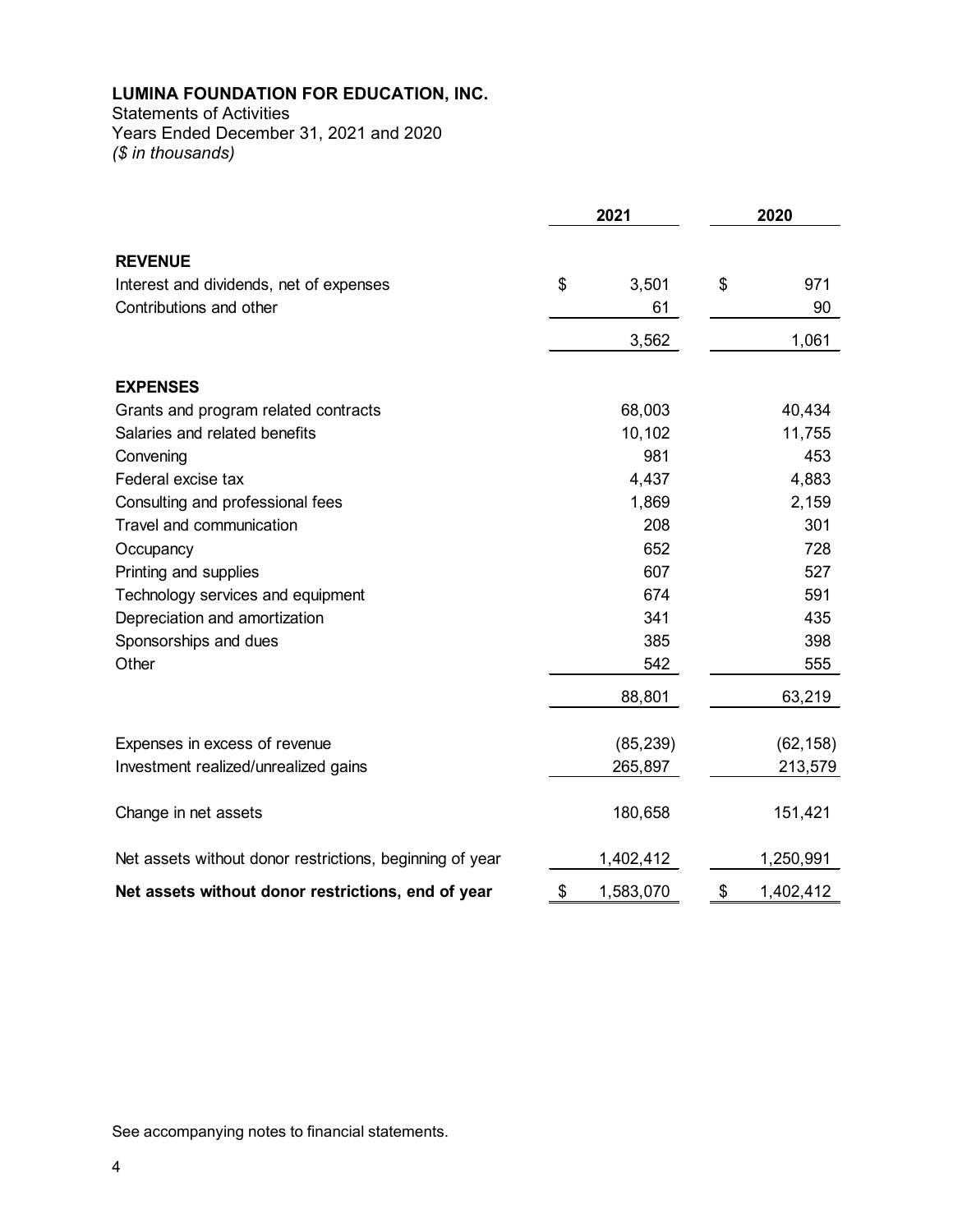**LUMINA FOUNDATION FOR EDUCATION, INC.**
Statements of Activities
Years Ended December 31, 2021 and 2020
*($ in thousands)*

| | 2021 | 2020 |
|---|---|---|
| **REVENUE** | | |
| Interest and dividends, net of expenses | $ 3,501 | $ 971 |
| Contributions and other | 61 | 90 |
| | 3,562 | 1,061 |
| **EXPENSES** | | |
| Grants and program related contracts | 68,003 | 40,434 |
| Salaries and related benefits | 10,102 | 11,755 |
| Convening | 981 | 453 |
| Federal excise tax | 4,437 | 4,883 |
| Consulting and professional fees | 1,869 | 2,159 |
| Travel and communication | 208 | 301 |
| Occupancy | 652 | 728 |
| Printing and supplies | 607 | 527 |
| Technology services and equipment | 674 | 591 |
| Depreciation and amortization | 341 | 435 |
| Sponsorships and dues | 385 | 398 |
| Other | 542 | 555 |
| | 88,801 | 63,219 |
| Expenses in excess of revenue | (85,239) | (62,158) |
| Investment realized/unrealized gains | 265,897 | 213,579 |
| Change in net assets | 180,658 | 151,421 |
| Net assets without donor restrictions, beginning of year | 1,402,412 | 1,250,991 |
| **Net assets without donor restrictions, end of year** | $ 1,583,070 | $ 1,402,412 |

See accompanying notes to financial statements.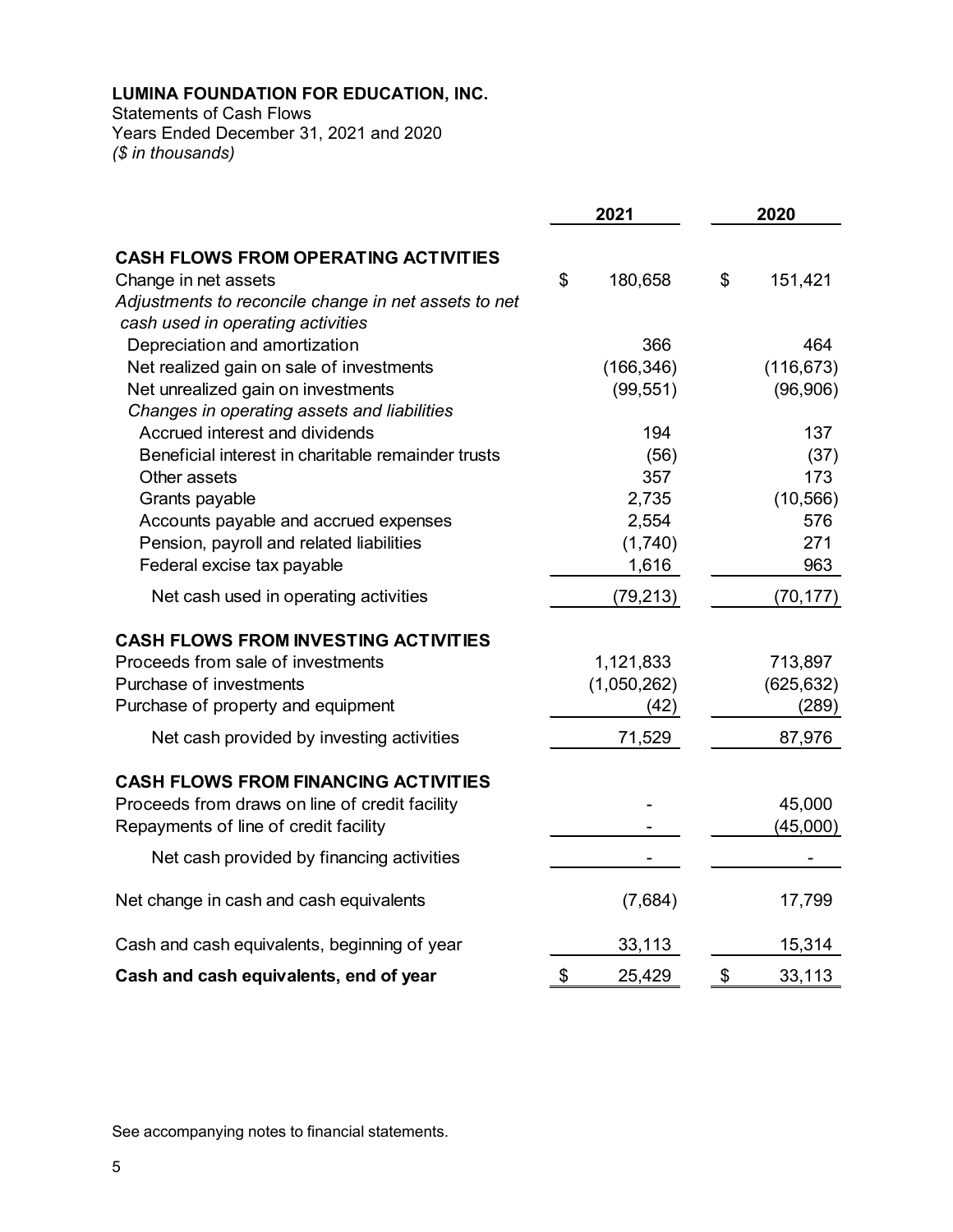**LUMINA FOUNDATION FOR EDUCATION, INC.**
Statements of Cash Flows
Years Ended December 31, 2021 and 2020
*($ in thousands)*

| | 2021 | 2020 |
|---|---|---|
| **CASH FLOWS FROM OPERATING ACTIVITIES** | | |
| Change in net assets | $ 180,658 | $ 151,421 |
| *Adjustments to reconcile change in net assets to net cash used in operating activities* | | |
| Depreciation and amortization | 366 | 464 |
| Net realized gain on sale of investments | (166,346) | (116,673) |
| Net unrealized gain on investments | (99,551) | (96,906) |
| *Changes in operating assets and liabilities* | | |
| Accrued interest and dividends | 194 | 137 |
| Beneficial interest in charitable remainder trusts | (56) | (37) |
| Other assets | 357 | 173 |
| Grants payable | 2,735 | (10,566) |
| Accounts payable and accrued expenses | 2,554 | 576 |
| Pension, payroll and related liabilities | (1,740) | 271 |
| Federal excise tax payable | 1,616 | 963 |
| Net cash used in operating activities | (79,213) | (70,177) |
| **CASH FLOWS FROM INVESTING ACTIVITIES** | | |
| Proceeds from sale of investments | 1,121,833 | 713,897 |
| Purchase of investments | (1,050,262) | (625,632) |
| Purchase of property and equipment | (42) | (289) |
| Net cash provided by investing activities | 71,529 | 87,976 |
| **CASH FLOWS FROM FINANCING ACTIVITIES** | | |
| Proceeds from draws on line of credit facility | - | 45,000 |
| Repayments of line of credit facility | - | (45,000) |
| Net cash provided by financing activities | - | - |
| Net change in cash and cash equivalents | (7,684) | 17,799 |
| Cash and cash equivalents, beginning of year | 33,113 | 15,314 |
| **Cash and cash equivalents, end of year** | $ 25,429 | $ 33,113 |

See accompanying notes to financial statements.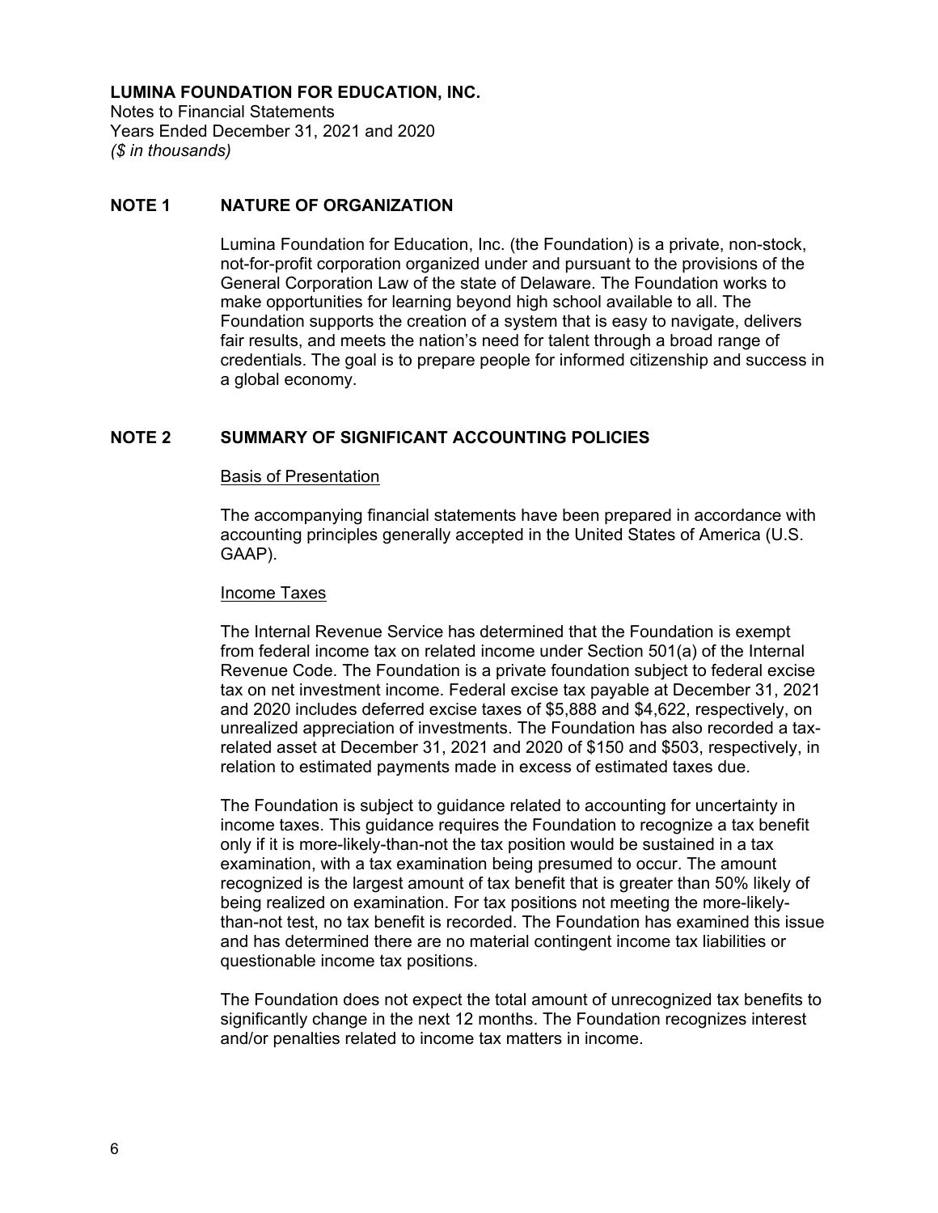**LUMINA FOUNDATION FOR EDUCATION, INC.**
Notes to Financial Statements
Years Ended December 31, 2021 and 2020
*($ in thousands)*

## NOTE 1 NATURE OF ORGANIZATION

Lumina Foundation for Education, Inc. (the Foundation) is a private, non-stock, not-for-profit corporation organized under and pursuant to the provisions of the General Corporation Law of the state of Delaware. The Foundation works to make opportunities for learning beyond high school available to all. The Foundation supports the creation of a system that is easy to navigate, delivers fair results, and meets the nation's need for talent through a broad range of credentials. The goal is to prepare people for informed citizenship and success in a global economy.

## NOTE 2 SUMMARY OF SIGNIFICANT ACCOUNTING POLICIES

### Basis of Presentation

The accompanying financial statements have been prepared in accordance with accounting principles generally accepted in the United States of America (U.S. GAAP).

### Income Taxes

The Internal Revenue Service has determined that the Foundation is exempt from federal income tax on related income under Section 501(a) of the Internal Revenue Code. The Foundation is a private foundation subject to federal excise tax on net investment income. Federal excise tax payable at December 31, 2021 and 2020 includes deferred excise taxes of $5,888 and $4,622, respectively, on unrealized appreciation of investments. The Foundation has also recorded a tax-related asset at December 31, 2021 and 2020 of $150 and $503, respectively, in relation to estimated payments made in excess of estimated taxes due.

The Foundation is subject to guidance related to accounting for uncertainty in income taxes. This guidance requires the Foundation to recognize a tax benefit only if it is more-likely-than-not the tax position would be sustained in a tax examination, with a tax examination being presumed to occur. The amount recognized is the largest amount of tax benefit that is greater than 50% likely of being realized on examination. For tax positions not meeting the more-likely-than-not test, no tax benefit is recorded. The Foundation has examined this issue and has determined there are no material contingent income tax liabilities or questionable income tax positions.

The Foundation does not expect the total amount of unrecognized tax benefits to significantly change in the next 12 months. The Foundation recognizes interest and/or penalties related to income tax matters in income.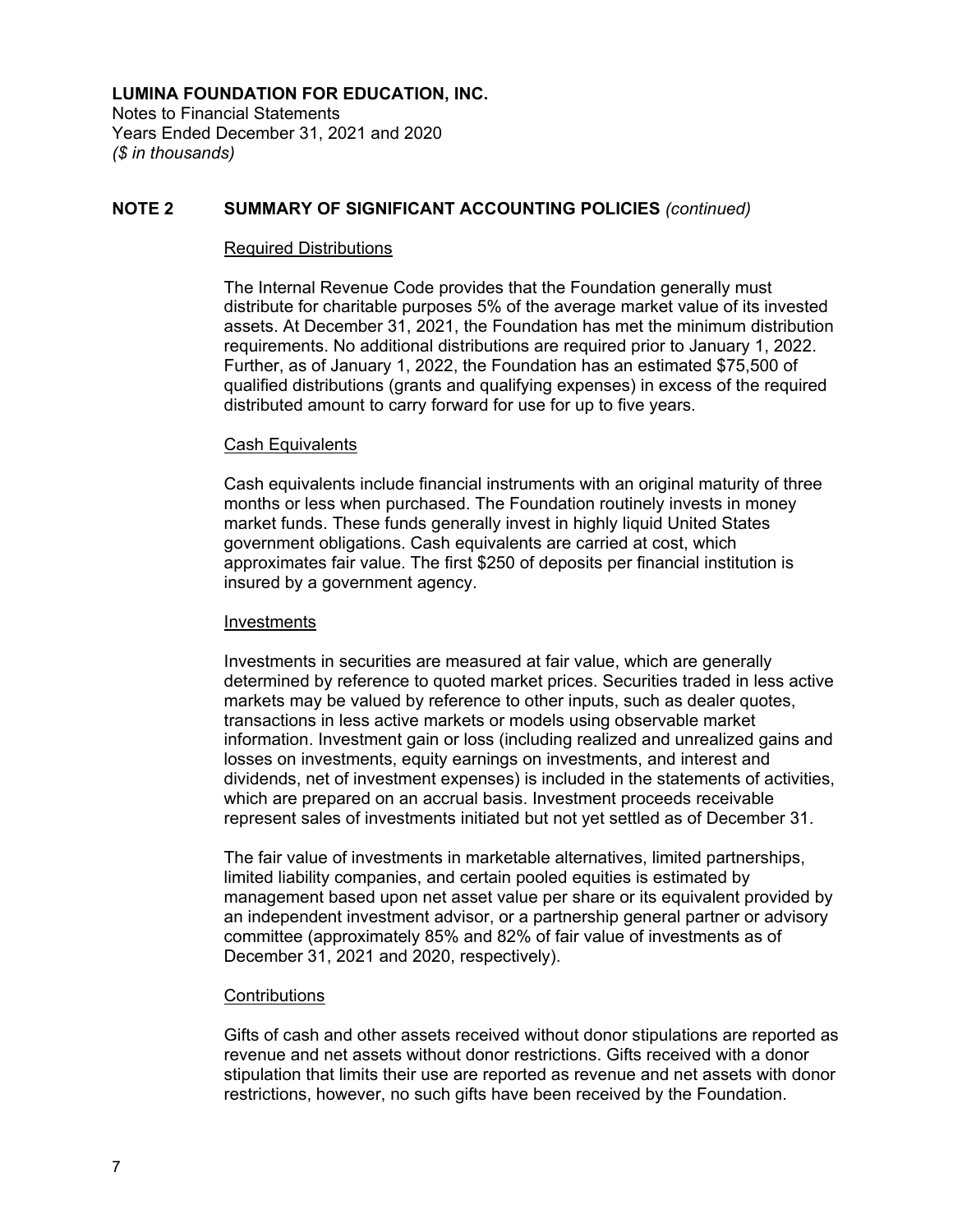**LUMINA FOUNDATION FOR EDUCATION, INC.**
Notes to Financial Statements
Years Ended December 31, 2021 and 2020
*($ in thousands)*

## NOTE 2 SUMMARY OF SIGNIFICANT ACCOUNTING POLICIES *(continued)*

### Required Distributions

The Internal Revenue Code provides that the Foundation generally must distribute for charitable purposes 5% of the average market value of its invested assets. At December 31, 2021, the Foundation has met the minimum distribution requirements. No additional distributions are required prior to January 1, 2022. Further, as of January 1, 2022, the Foundation has an estimated $75,500 of qualified distributions (grants and qualifying expenses) in excess of the required distributed amount to carry forward for use for up to five years.

### Cash Equivalents

Cash equivalents include financial instruments with an original maturity of three months or less when purchased. The Foundation routinely invests in money market funds. These funds generally invest in highly liquid United States government obligations. Cash equivalents are carried at cost, which approximates fair value. The first $250 of deposits per financial institution is insured by a government agency.

### Investments

Investments in securities are measured at fair value, which are generally determined by reference to quoted market prices. Securities traded in less active markets may be valued by reference to other inputs, such as dealer quotes, transactions in less active markets or models using observable market information. Investment gain or loss (including realized and unrealized gains and losses on investments, equity earnings on investments, and interest and dividends, net of investment expenses) is included in the statements of activities, which are prepared on an accrual basis. Investment proceeds receivable represent sales of investments initiated but not yet settled as of December 31.

The fair value of investments in marketable alternatives, limited partnerships, limited liability companies, and certain pooled equities is estimated by management based upon net asset value per share or its equivalent provided by an independent investment advisor, or a partnership general partner or advisory committee (approximately 85% and 82% of fair value of investments as of December 31, 2021 and 2020, respectively).

### Contributions

Gifts of cash and other assets received without donor stipulations are reported as revenue and net assets without donor restrictions. Gifts received with a donor stipulation that limits their use are reported as revenue and net assets with donor restrictions, however, no such gifts have been received by the Foundation.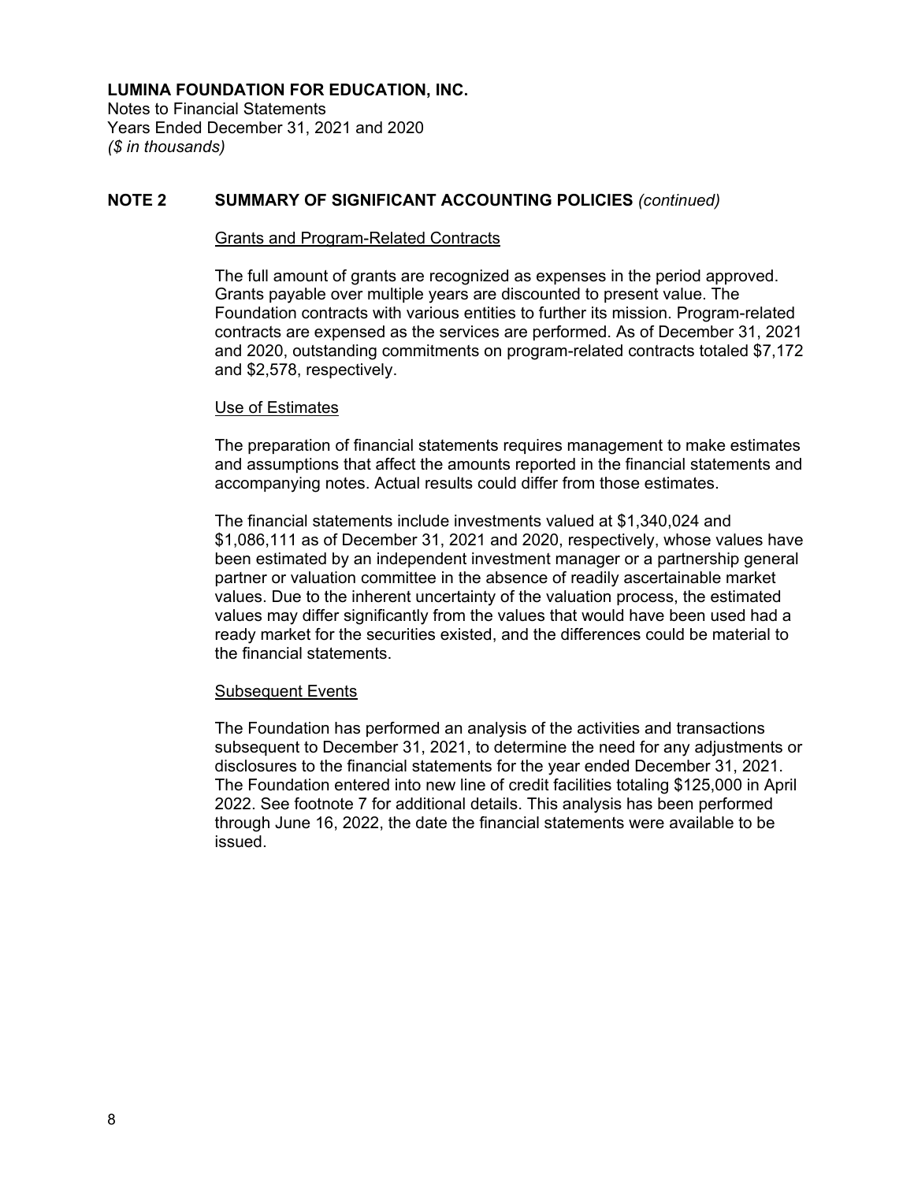**LUMINA FOUNDATION FOR EDUCATION, INC.**
Notes to Financial Statements
Years Ended December 31, 2021 and 2020
*($ in thousands)*

## NOTE 2 SUMMARY OF SIGNIFICANT ACCOUNTING POLICIES *(continued)*

<u>Grants and Program-Related Contracts</u>

The full amount of grants are recognized as expenses in the period approved. Grants payable over multiple years are discounted to present value. The Foundation contracts with various entities to further its mission. Program-related contracts are expensed as the services are performed. As of December 31, 2021 and 2020, outstanding commitments on program-related contracts totaled $7,172 and $2,578, respectively.

<u>Use of Estimates</u>

The preparation of financial statements requires management to make estimates and assumptions that affect the amounts reported in the financial statements and accompanying notes. Actual results could differ from those estimates.

The financial statements include investments valued at $1,340,024 and $1,086,111 as of December 31, 2021 and 2020, respectively, whose values have been estimated by an independent investment manager or a partnership general partner or valuation committee in the absence of readily ascertainable market values. Due to the inherent uncertainty of the valuation process, the estimated values may differ significantly from the values that would have been used had a ready market for the securities existed, and the differences could be material to the financial statements.

<u>Subsequent Events</u>

The Foundation has performed an analysis of the activities and transactions subsequent to December 31, 2021, to determine the need for any adjustments or disclosures to the financial statements for the year ended December 31, 2021. The Foundation entered into new line of credit facilities totaling $125,000 in April 2022. See footnote 7 for additional details. This analysis has been performed through June 16, 2022, the date the financial statements were available to be issued.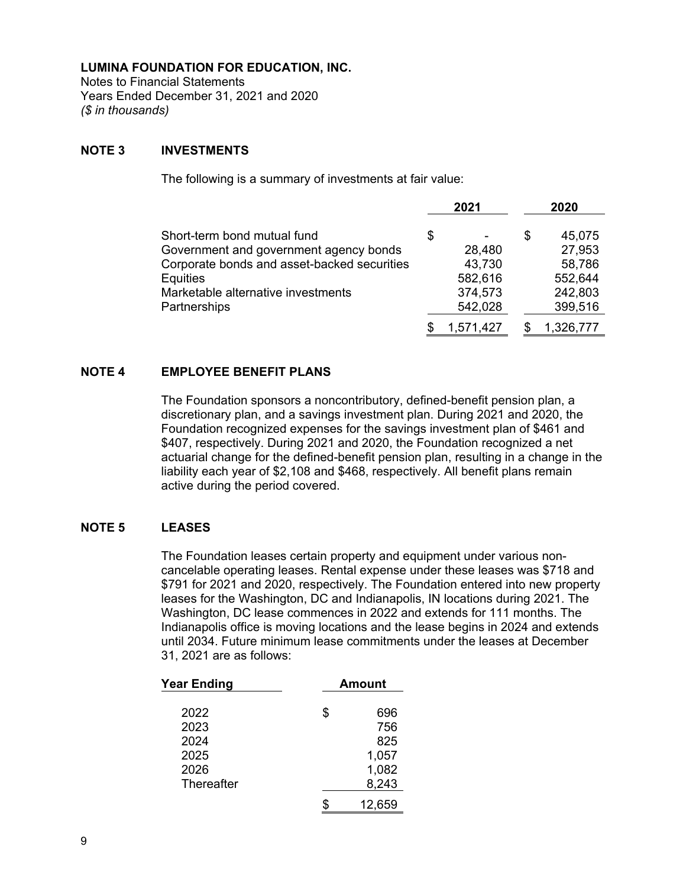**LUMINA FOUNDATION FOR EDUCATION, INC.**
Notes to Financial Statements
Years Ended December 31, 2021 and 2020
*($ in thousands)*

## NOTE 3 INVESTMENTS

The following is a summary of investments at fair value:

| | 2021 | 2020 |
|---|---|---|
| Short-term bond mutual fund | $ - | $ 45,075 |
| Government and government agency bonds | 28,480 | 27,953 |
| Corporate bonds and asset-backed securities | 43,730 | 58,786 |
| Equities | 582,616 | 552,644 |
| Marketable alternative investments | 374,573 | 242,803 |
| Partnerships | 542,028 | 399,516 |
| | $ 1,571,427 | $ 1,326,777 |

## NOTE 4 EMPLOYEE BENEFIT PLANS

The Foundation sponsors a noncontributory, defined-benefit pension plan, a discretionary plan, and a savings investment plan. During 2021 and 2020, the Foundation recognized expenses for the savings investment plan of $461 and $407, respectively. During 2021 and 2020, the Foundation recognized a net actuarial change for the defined-benefit pension plan, resulting in a change in the liability each year of $2,108 and $468, respectively. All benefit plans remain active during the period covered.

## NOTE 5 LEASES

The Foundation leases certain property and equipment under various non-cancelable operating leases. Rental expense under these leases was $718 and $791 for 2021 and 2020, respectively. The Foundation entered into new property leases for the Washington, DC and Indianapolis, IN locations during 2021. The Washington, DC lease commences in 2022 and extends for 111 months. The Indianapolis office is moving locations and the lease begins in 2024 and extends until 2034. Future minimum lease commitments under the leases at December 31, 2021 are as follows:

| Year Ending | Amount |
|---|---|
| 2022 | $ 696 |
| 2023 | 756 |
| 2024 | 825 |
| 2025 | 1,057 |
| 2026 | 1,082 |
| Thereafter | 8,243 |
| | $ 12,659 |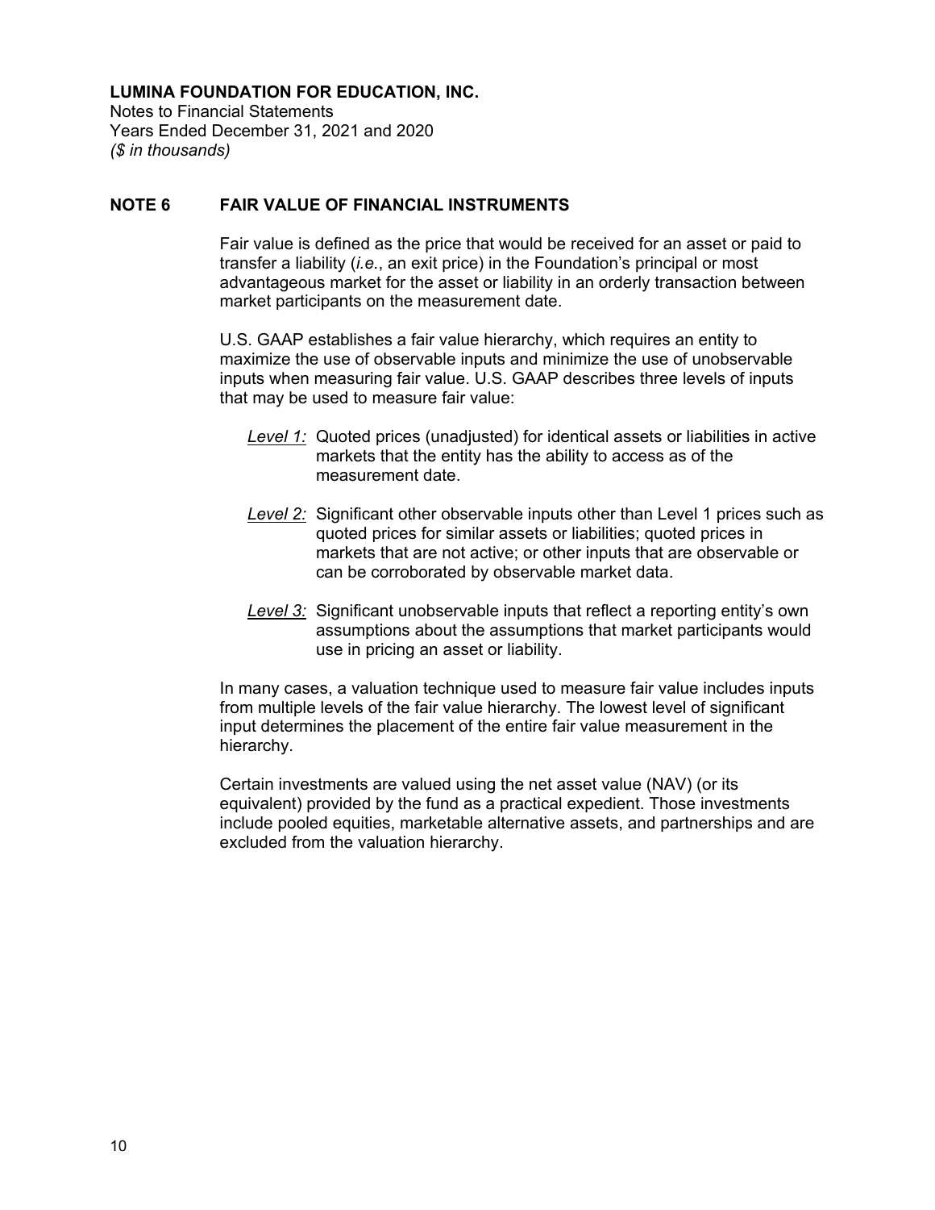**LUMINA FOUNDATION FOR EDUCATION, INC.**
Notes to Financial Statements
Years Ended December 31, 2021 and 2020
*($ in thousands)*

## NOTE 6 FAIR VALUE OF FINANCIAL INSTRUMENTS

Fair value is defined as the price that would be received for an asset or paid to transfer a liability (*i.e.*, an exit price) in the Foundation's principal or most advantageous market for the asset or liability in an orderly transaction between market participants on the measurement date.

U.S. GAAP establishes a fair value hierarchy, which requires an entity to maximize the use of observable inputs and minimize the use of unobservable inputs when measuring fair value. U.S. GAAP describes three levels of inputs that may be used to measure fair value:

- *Level 1:* Quoted prices (unadjusted) for identical assets or liabilities in active markets that the entity has the ability to access as of the measurement date.
- *Level 2:* Significant other observable inputs other than Level 1 prices such as quoted prices for similar assets or liabilities; quoted prices in markets that are not active; or other inputs that are observable or can be corroborated by observable market data.
- *Level 3:* Significant unobservable inputs that reflect a reporting entity's own assumptions about the assumptions that market participants would use in pricing an asset or liability.

In many cases, a valuation technique used to measure fair value includes inputs from multiple levels of the fair value hierarchy. The lowest level of significant input determines the placement of the entire fair value measurement in the hierarchy.

Certain investments are valued using the net asset value (NAV) (or its equivalent) provided by the fund as a practical expedient. Those investments include pooled equities, marketable alternative assets, and partnerships and are excluded from the valuation hierarchy.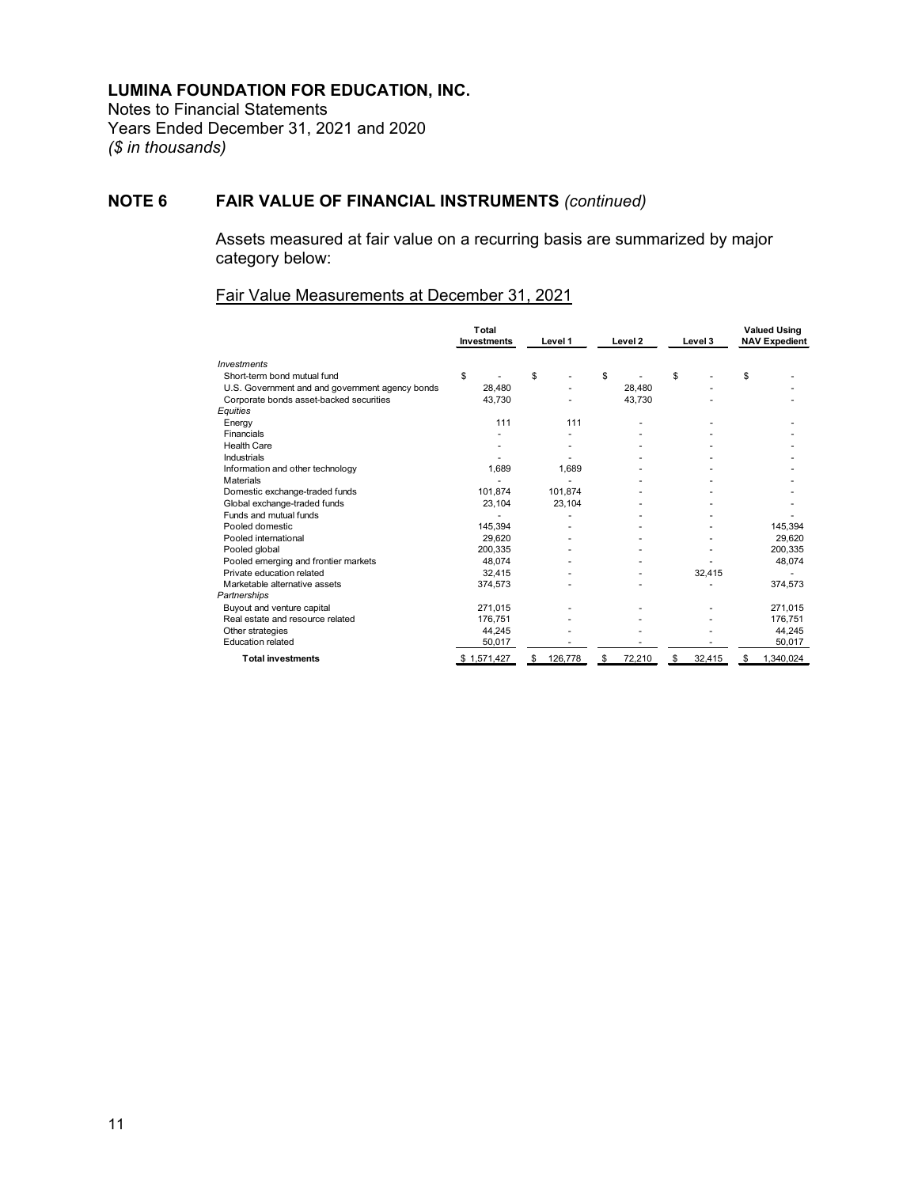**LUMINA FOUNDATION FOR EDUCATION, INC.**
Notes to Financial Statements
Years Ended December 31, 2021 and 2020
*($ in thousands)*

## NOTE 6 FAIR VALUE OF FINANCIAL INSTRUMENTS *(continued)*

Assets measured at fair value on a recurring basis are summarized by major category below:

Fair Value Measurements at December 31, 2021

| | Total Investments | Level 1 | Level 2 | Level 3 | Valued Using NAV Expedient |
|---|---|---|---|---|---|
| *Investments* | | | | | |
| Short-term bond mutual fund | $ - | $ - | $ - | $ - | $ - |
| U.S. Government and and government agency bonds | 28,480 | - | 28,480 | - | - |
| Corporate bonds asset-backed securities | 43,730 | - | 43,730 | - | - |
| *Equities* | | | | | |
| Energy | 111 | 111 | - | - | - |
| Financials | - | - | - | - | - |
| Health Care | - | - | - | - | - |
| Industrials | - | - | - | - | - |
| Information and other technology | 1,689 | 1,689 | - | - | - |
| Materials | - | - | - | - | - |
| Domestic exchange-traded funds | 101,874 | 101,874 | - | - | - |
| Global exchange-traded funds | 23,104 | 23,104 | - | - | - |
| Funds and mutual funds | - | - | - | - | - |
| Pooled domestic | 145,394 | - | - | - | 145,394 |
| Pooled international | 29,620 | - | - | - | 29,620 |
| Pooled global | 200,335 | - | - | - | 200,335 |
| Pooled emerging and frontier markets | 48,074 | - | - | - | 48,074 |
| Private education related | 32,415 | - | - | 32,415 | - |
| Marketable alternative assets | 374,573 | - | - | - | 374,573 |
| *Partnerships* | | | | | |
| Buyout and venture capital | 271,015 | - | - | - | 271,015 |
| Real estate and resource related | 176,751 | - | - | - | 176,751 |
| Other strategies | 44,245 | - | - | - | 44,245 |
| Education related | 50,017 | - | - | - | 50,017 |
| **Total investments** | $ 1,571,427 | $ 126,778 | $ 72,210 | $ 32,415 | $ 1,340,024 |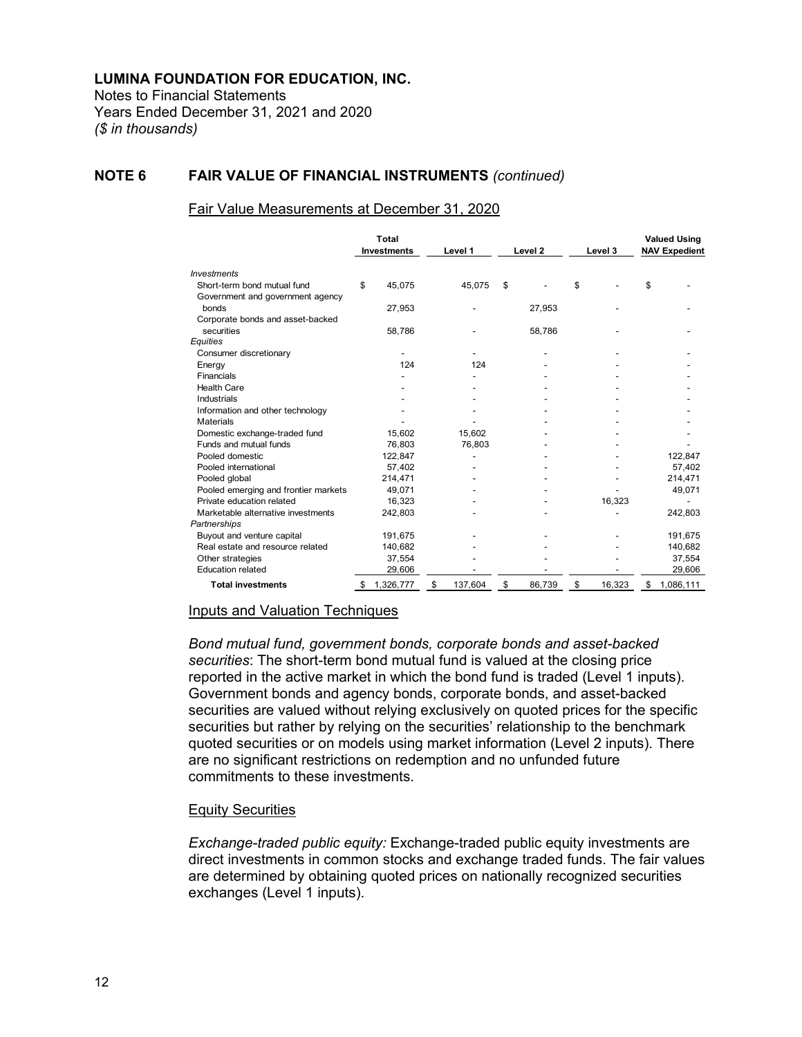**LUMINA FOUNDATION FOR EDUCATION, INC.**
Notes to Financial Statements
Years Ended December 31, 2021 and 2020
*($ in thousands)*

## NOTE 6 FAIR VALUE OF FINANCIAL INSTRUMENTS *(continued)*

Fair Value Measurements at December 31, 2020

| | Total Investments | Level 1 | Level 2 | Level 3 | Valued Using NAV Expedient |
|---|---|---|---|---|---|
| *Investments* | | | | | |
| Short-term bond mutual fund | $ 45,075 | 45,075 | $ - | $ - | $ - |
| Government and government agency bonds | 27,953 | - | 27,953 | - | - |
| Corporate bonds and asset-backed securities | 58,786 | - | 58,786 | - | - |
| *Equities* | | | | | |
| Consumer discretionary | - | - | - | - | - |
| Energy | 124 | 124 | - | - | - |
| Financials | - | - | - | - | - |
| Health Care | - | - | - | - | - |
| Industrials | - | - | - | - | - |
| Information and other technology | - | - | - | - | - |
| Materials | - | - | - | - | - |
| Domestic exchange-traded fund | 15,602 | 15,602 | - | - | - |
| Funds and mutual funds | 76,803 | 76,803 | - | - | - |
| Pooled domestic | 122,847 | - | - | - | 122,847 |
| Pooled international | 57,402 | - | - | - | 57,402 |
| Pooled global | 214,471 | - | - | - | 214,471 |
| Pooled emerging and frontier markets | 49,071 | - | - | - | 49,071 |
| Private education related | 16,323 | - | - | 16,323 | - |
| Marketable alternative investments | 242,803 | - | - | - | 242,803 |
| *Partnerships* | | | | | |
| Buyout and venture capital | 191,675 | - | - | - | 191,675 |
| Real estate and resource related | 140,682 | - | - | - | 140,682 |
| Other strategies | 37,554 | - | - | - | 37,554 |
| Education related | 29,606 | - | - | - | 29,606 |
| **Total investments** | $ 1,326,777 | $ 137,604 | $ 86,739 | $ 16,323 | $ 1,086,111 |

Inputs and Valuation Techniques

*Bond mutual fund, government bonds, corporate bonds and asset-backed securities*: The short-term bond mutual fund is valued at the closing price reported in the active market in which the bond fund is traded (Level 1 inputs). Government bonds and agency bonds, corporate bonds, and asset-backed securities are valued without relying exclusively on quoted prices for the specific securities but rather by relying on the securities' relationship to the benchmark quoted securities or on models using market information (Level 2 inputs). There are no significant restrictions on redemption and no unfunded future commitments to these investments.

Equity Securities

*Exchange-traded public equity:* Exchange-traded public equity investments are direct investments in common stocks and exchange traded funds. The fair values are determined by obtaining quoted prices on nationally recognized securities exchanges (Level 1 inputs).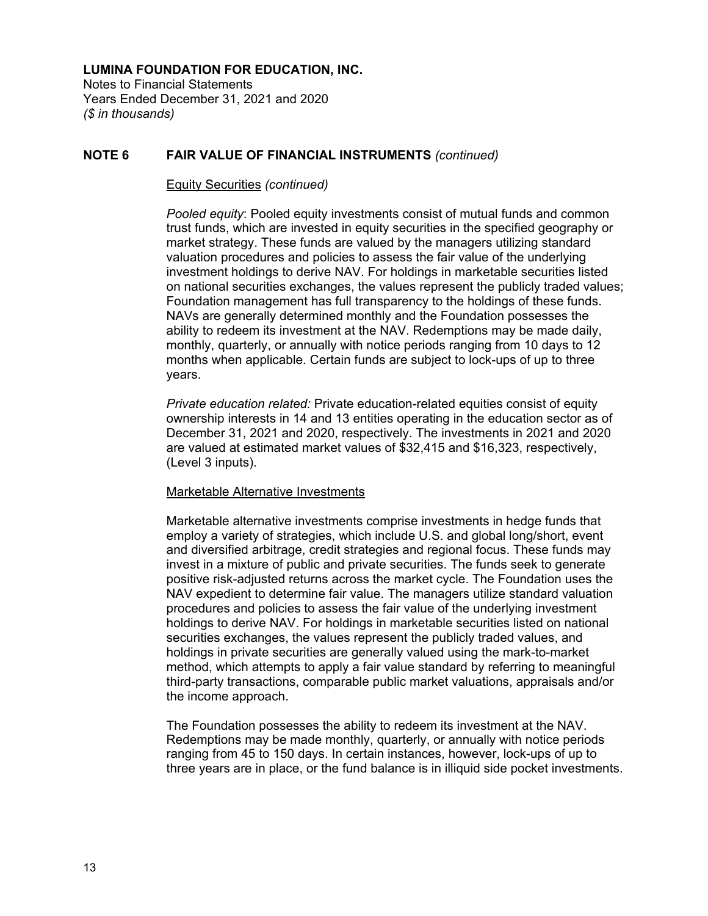## NOTE 6 FAIR VALUE OF FINANCIAL INSTRUMENTS *(continued)*

Equity Securities *(continued)*

*Pooled equity*: Pooled equity investments consist of mutual funds and common trust funds, which are invested in equity securities in the specified geography or market strategy. These funds are valued by the managers utilizing standard valuation procedures and policies to assess the fair value of the underlying investment holdings to derive NAV. For holdings in marketable securities listed on national securities exchanges, the values represent the publicly traded values; Foundation management has full transparency to the holdings of these funds. NAVs are generally determined monthly and the Foundation possesses the ability to redeem its investment at the NAV. Redemptions may be made daily, monthly, quarterly, or annually with notice periods ranging from 10 days to 12 months when applicable. Certain funds are subject to lock-ups of up to three years.

*Private education related:* Private education-related equities consist of equity ownership interests in 14 and 13 entities operating in the education sector as of December 31, 2021 and 2020, respectively. The investments in 2021 and 2020 are valued at estimated market values of $32,415 and $16,323, respectively, (Level 3 inputs).

Marketable Alternative Investments

Marketable alternative investments comprise investments in hedge funds that employ a variety of strategies, which include U.S. and global long/short, event and diversified arbitrage, credit strategies and regional focus. These funds may invest in a mixture of public and private securities. The funds seek to generate positive risk-adjusted returns across the market cycle. The Foundation uses the NAV expedient to determine fair value. The managers utilize standard valuation procedures and policies to assess the fair value of the underlying investment holdings to derive NAV. For holdings in marketable securities listed on national securities exchanges, the values represent the publicly traded values, and holdings in private securities are generally valued using the mark-to-market method, which attempts to apply a fair value standard by referring to meaningful third-party transactions, comparable public market valuations, appraisals and/or the income approach.

The Foundation possesses the ability to redeem its investment at the NAV. Redemptions may be made monthly, quarterly, or annually with notice periods ranging from 45 to 150 days. In certain instances, however, lock-ups of up to three years are in place, or the fund balance is in illiquid side pocket investments.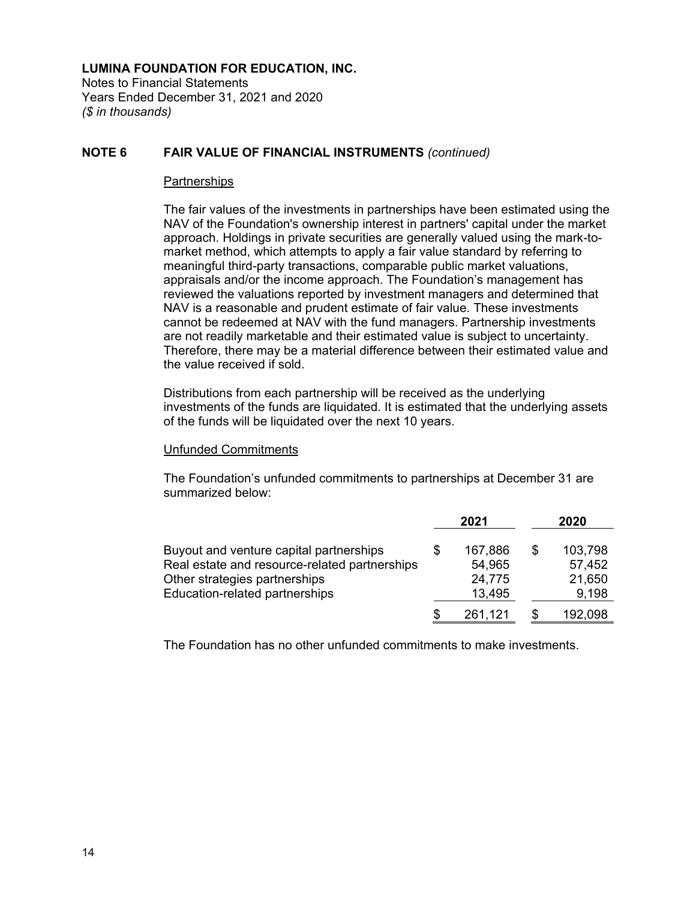**LUMINA FOUNDATION FOR EDUCATION, INC.**
Notes to Financial Statements
Years Ended December 31, 2021 and 2020
*($ in thousands)*

## NOTE 6 FAIR VALUE OF FINANCIAL INSTRUMENTS *(continued)*

Partnerships

The fair values of the investments in partnerships have been estimated using the NAV of the Foundation's ownership interest in partners' capital under the market approach. Holdings in private securities are generally valued using the mark-to-market method, which attempts to apply a fair value standard by referring to meaningful third-party transactions, comparable public market valuations, appraisals and/or the income approach. The Foundation's management has reviewed the valuations reported by investment managers and determined that NAV is a reasonable and prudent estimate of fair value. These investments cannot be redeemed at NAV with the fund managers. Partnership investments are not readily marketable and their estimated value is subject to uncertainty. Therefore, there may be a material difference between their estimated value and the value received if sold.

Distributions from each partnership will be received as the underlying investments of the funds are liquidated. It is estimated that the underlying assets of the funds will be liquidated over the next 10 years.

Unfunded Commitments

The Foundation's unfunded commitments to partnerships at December 31 are summarized below:

| | 2021 | 2020 |
|---|---|---|
| Buyout and venture capital partnerships | $ 167,886 | $ 103,798 |
| Real estate and resource-related partnerships | 54,965 | 57,452 |
| Other strategies partnerships | 24,775 | 21,650 |
| Education-related partnerships | 13,495 | 9,198 |
| | $ 261,121 | $ 192,098 |

The Foundation has no other unfunded commitments to make investments.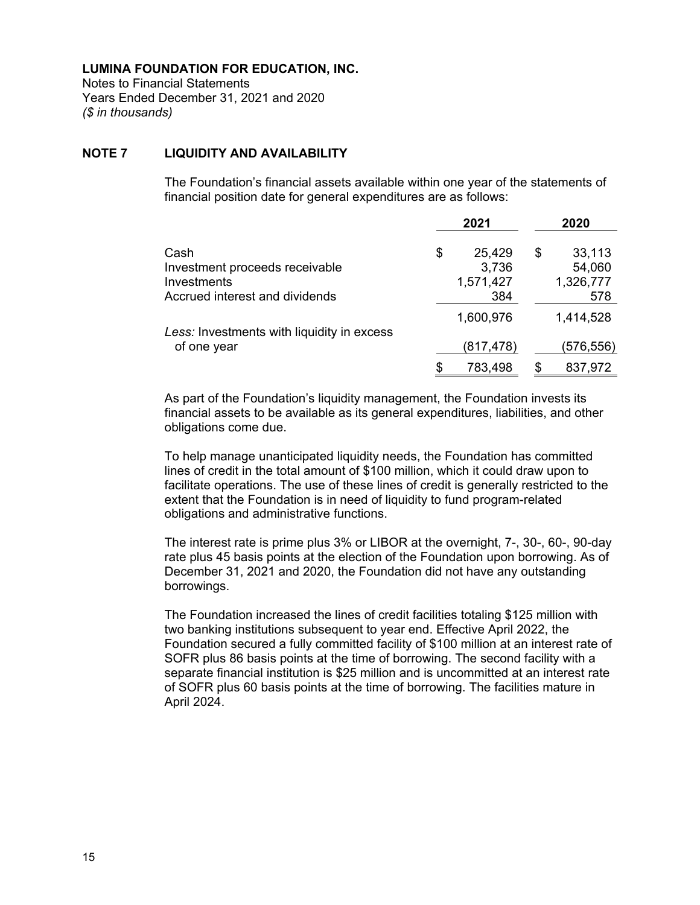**LUMINA FOUNDATION FOR EDUCATION, INC.**
Notes to Financial Statements
Years Ended December 31, 2021 and 2020
*($ in thousands)*

## NOTE 7 LIQUIDITY AND AVAILABILITY

The Foundation's financial assets available within one year of the statements of financial position date for general expenditures are as follows:

| | 2021 | 2020 |
|---|---|---|
| Cash | $ 25,429 | $ 33,113 |
| Investment proceeds receivable | 3,736 | 54,060 |
| Investments | 1,571,427 | 1,326,777 |
| Accrued interest and dividends | 384 | 578 |
| | 1,600,976 | 1,414,528 |
| *Less:* Investments with liquidity in excess of one year | (817,478) | (576,556) |
| | $ 783,498 | $ 837,972 |

As part of the Foundation's liquidity management, the Foundation invests its financial assets to be available as its general expenditures, liabilities, and other obligations come due.

To help manage unanticipated liquidity needs, the Foundation has committed lines of credit in the total amount of $100 million, which it could draw upon to facilitate operations. The use of these lines of credit is generally restricted to the extent that the Foundation is in need of liquidity to fund program-related obligations and administrative functions.

The interest rate is prime plus 3% or LIBOR at the overnight, 7-, 30-, 60-, 90-day rate plus 45 basis points at the election of the Foundation upon borrowing. As of December 31, 2021 and 2020, the Foundation did not have any outstanding borrowings.

The Foundation increased the lines of credit facilities totaling $125 million with two banking institutions subsequent to year end. Effective April 2022, the Foundation secured a fully committed facility of $100 million at an interest rate of SOFR plus 86 basis points at the time of borrowing. The second facility with a separate financial institution is $25 million and is uncommitted at an interest rate of SOFR plus 60 basis points at the time of borrowing. The facilities mature in April 2024.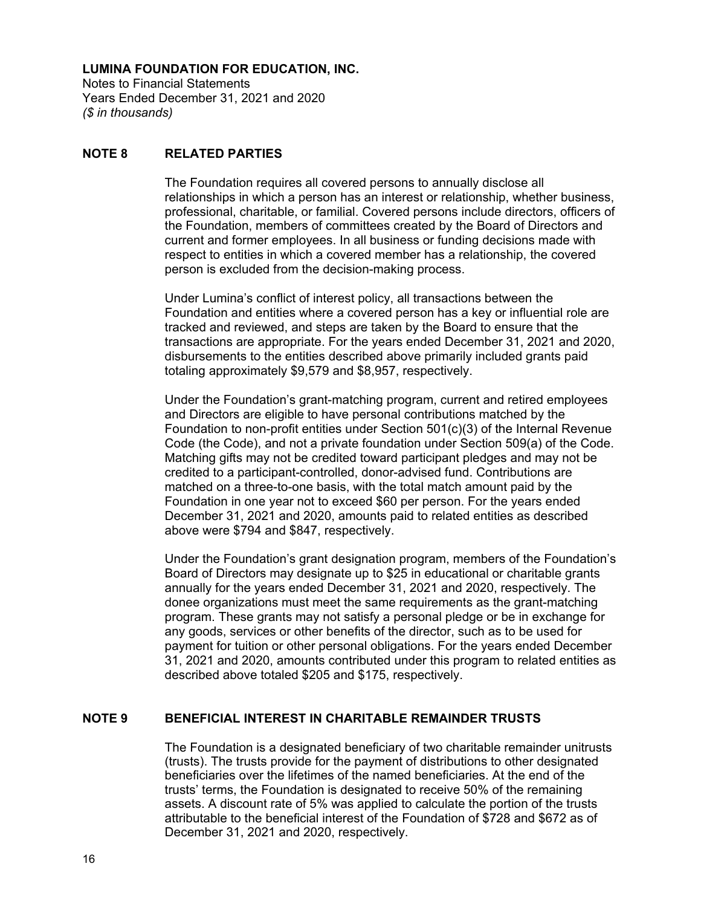**LUMINA FOUNDATION FOR EDUCATION, INC.**
Notes to Financial Statements
Years Ended December 31, 2021 and 2020
*($ in thousands)*

## NOTE 8 RELATED PARTIES

The Foundation requires all covered persons to annually disclose all relationships in which a person has an interest or relationship, whether business, professional, charitable, or familial. Covered persons include directors, officers of the Foundation, members of committees created by the Board of Directors and current and former employees. In all business or funding decisions made with respect to entities in which a covered member has a relationship, the covered person is excluded from the decision-making process.

Under Lumina's conflict of interest policy, all transactions between the Foundation and entities where a covered person has a key or influential role are tracked and reviewed, and steps are taken by the Board to ensure that the transactions are appropriate. For the years ended December 31, 2021 and 2020, disbursements to the entities described above primarily included grants paid totaling approximately $9,579 and $8,957, respectively.

Under the Foundation's grant-matching program, current and retired employees and Directors are eligible to have personal contributions matched by the Foundation to non-profit entities under Section 501(c)(3) of the Internal Revenue Code (the Code), and not a private foundation under Section 509(a) of the Code. Matching gifts may not be credited toward participant pledges and may not be credited to a participant-controlled, donor-advised fund. Contributions are matched on a three-to-one basis, with the total match amount paid by the Foundation in one year not to exceed $60 per person. For the years ended December 31, 2021 and 2020, amounts paid to related entities as described above were $794 and $847, respectively.

Under the Foundation's grant designation program, members of the Foundation's Board of Directors may designate up to $25 in educational or charitable grants annually for the years ended December 31, 2021 and 2020, respectively. The donee organizations must meet the same requirements as the grant-matching program. These grants may not satisfy a personal pledge or be in exchange for any goods, services or other benefits of the director, such as to be used for payment for tuition or other personal obligations. For the years ended December 31, 2021 and 2020, amounts contributed under this program to related entities as described above totaled $205 and $175, respectively.

## NOTE 9 BENEFICIAL INTEREST IN CHARITABLE REMAINDER TRUSTS

The Foundation is a designated beneficiary of two charitable remainder unitrusts (trusts). The trusts provide for the payment of distributions to other designated beneficiaries over the lifetimes of the named beneficiaries. At the end of the trusts' terms, the Foundation is designated to receive 50% of the remaining assets. A discount rate of 5% was applied to calculate the portion of the trusts attributable to the beneficial interest of the Foundation of $728 and $672 as of December 31, 2021 and 2020, respectively.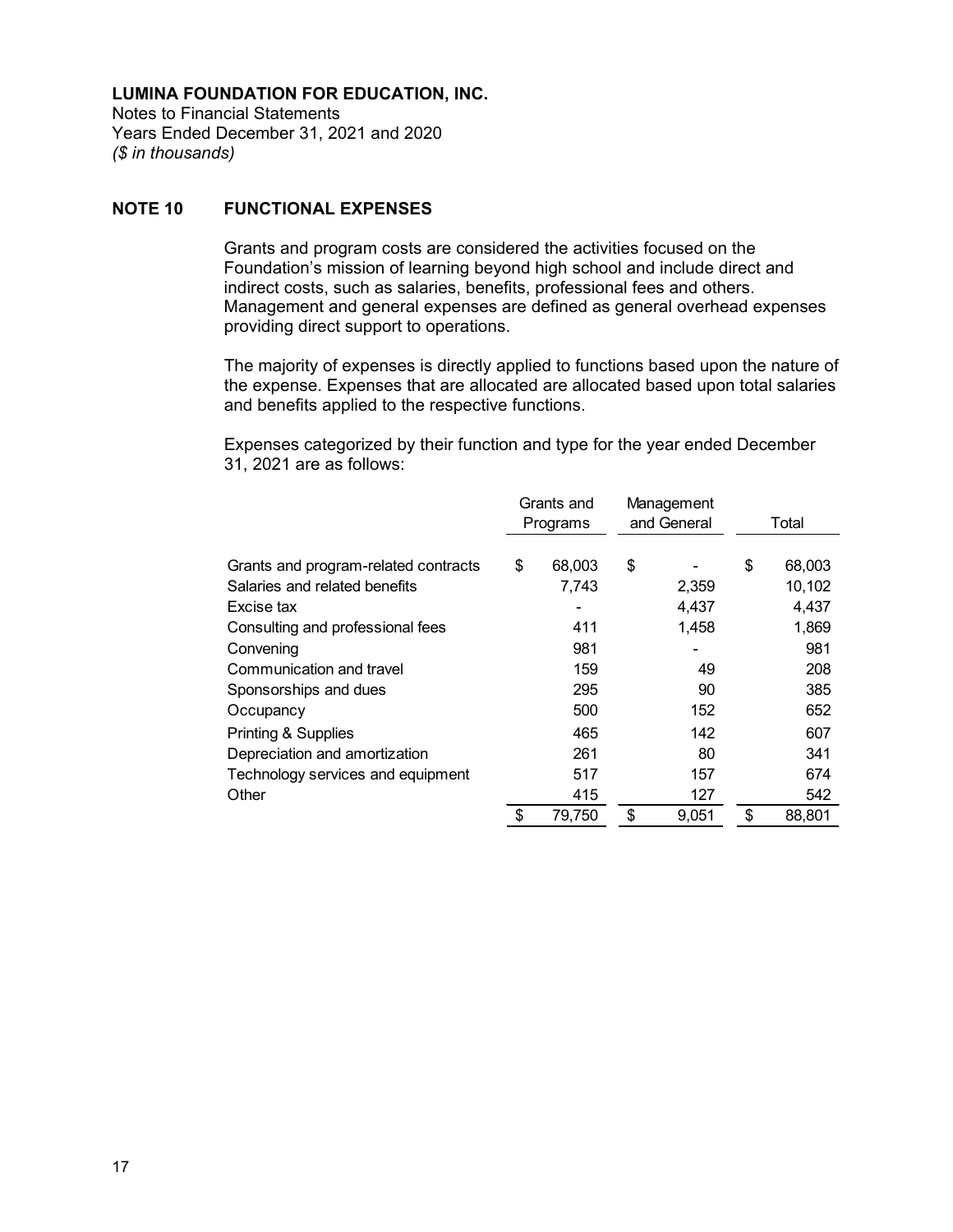**LUMINA FOUNDATION FOR EDUCATION, INC.**
Notes to Financial Statements
Years Ended December 31, 2021 and 2020
*($ in thousands)*

## NOTE 10 FUNCTIONAL EXPENSES

Grants and program costs are considered the activities focused on the Foundation's mission of learning beyond high school and include direct and indirect costs, such as salaries, benefits, professional fees and others. Management and general expenses are defined as general overhead expenses providing direct support to operations.

The majority of expenses is directly applied to functions based upon the nature of the expense. Expenses that are allocated are allocated based upon total salaries and benefits applied to the respective functions.

Expenses categorized by their function and type for the year ended December 31, 2021 are as follows:

| | Grants and Programs | Management and General | Total |
|---|---|---|---|
| Grants and program-related contracts | $ 68,003 | $ - | $ 68,003 |
| Salaries and related benefits | 7,743 | 2,359 | 10,102 |
| Excise tax | - | 4,437 | 4,437 |
| Consulting and professional fees | 411 | 1,458 | 1,869 |
| Convening | 981 | - | 981 |
| Communication and travel | 159 | 49 | 208 |
| Sponsorships and dues | 295 | 90 | 385 |
| Occupancy | 500 | 152 | 652 |
| Printing & Supplies | 465 | 142 | 607 |
| Depreciation and amortization | 261 | 80 | 341 |
| Technology services and equipment | 517 | 157 | 674 |
| Other | 415 | 127 | 542 |
| | $ 79,750 | $ 9,051 | $ 88,801 |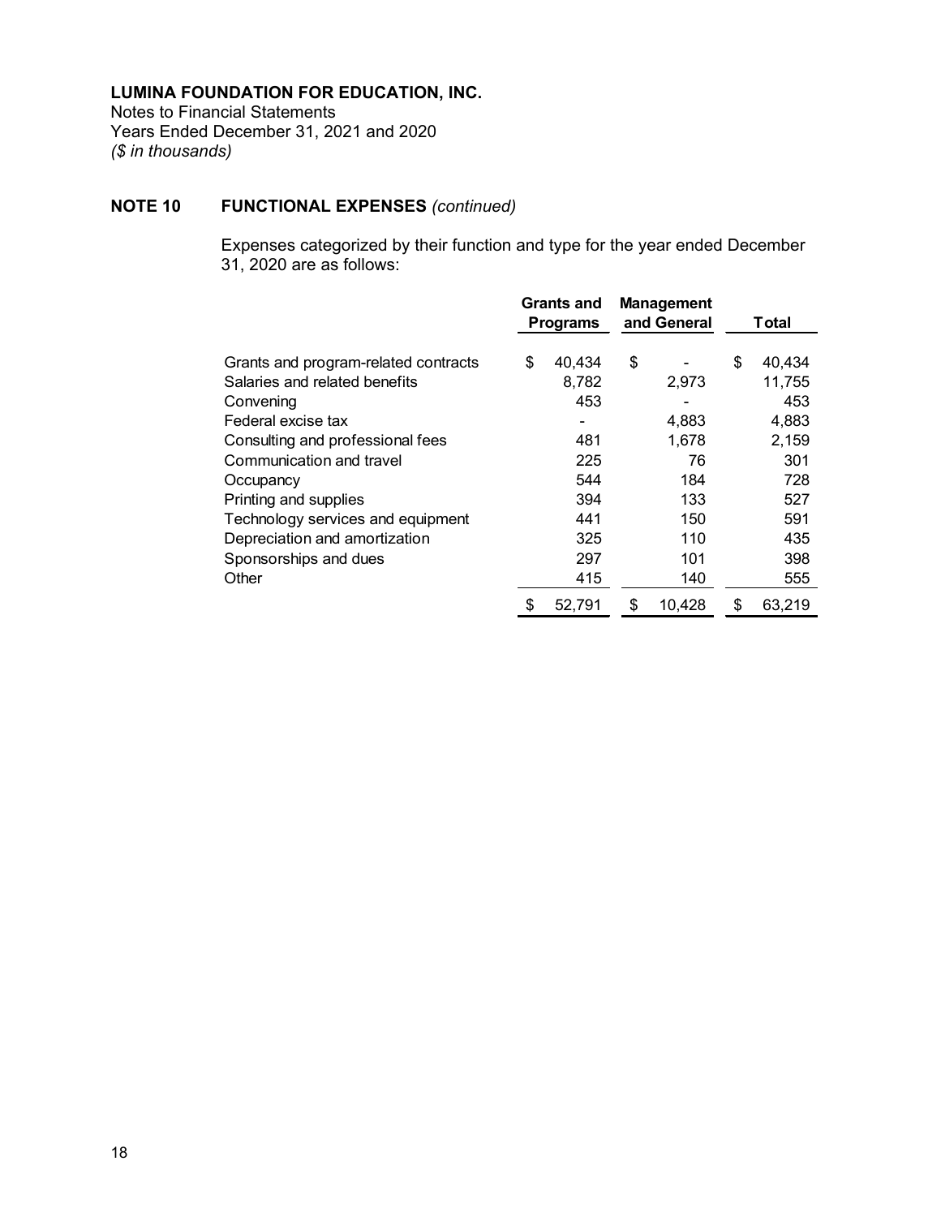**LUMINA FOUNDATION FOR EDUCATION, INC.**
Notes to Financial Statements
Years Ended December 31, 2021 and 2020
*($ in thousands)*

## NOTE 10 FUNCTIONAL EXPENSES *(continued)*

Expenses categorized by their function and type for the year ended December 31, 2020 are as follows:

| | Grants and Programs | Management and General | Total |
|---|---|---|---|
| Grants and program-related contracts | $ 40,434 | $ - | $ 40,434 |
| Salaries and related benefits | 8,782 | 2,973 | 11,755 |
| Convening | 453 | - | 453 |
| Federal excise tax | - | 4,883 | 4,883 |
| Consulting and professional fees | 481 | 1,678 | 2,159 |
| Communication and travel | 225 | 76 | 301 |
| Occupancy | 544 | 184 | 728 |
| Printing and supplies | 394 | 133 | 527 |
| Technology services and equipment | 441 | 150 | 591 |
| Depreciation and amortization | 325 | 110 | 435 |
| Sponsorships and dues | 297 | 101 | 398 |
| Other | 415 | 140 | 555 |
| | $ 52,791 | $ 10,428 | $ 63,219 |